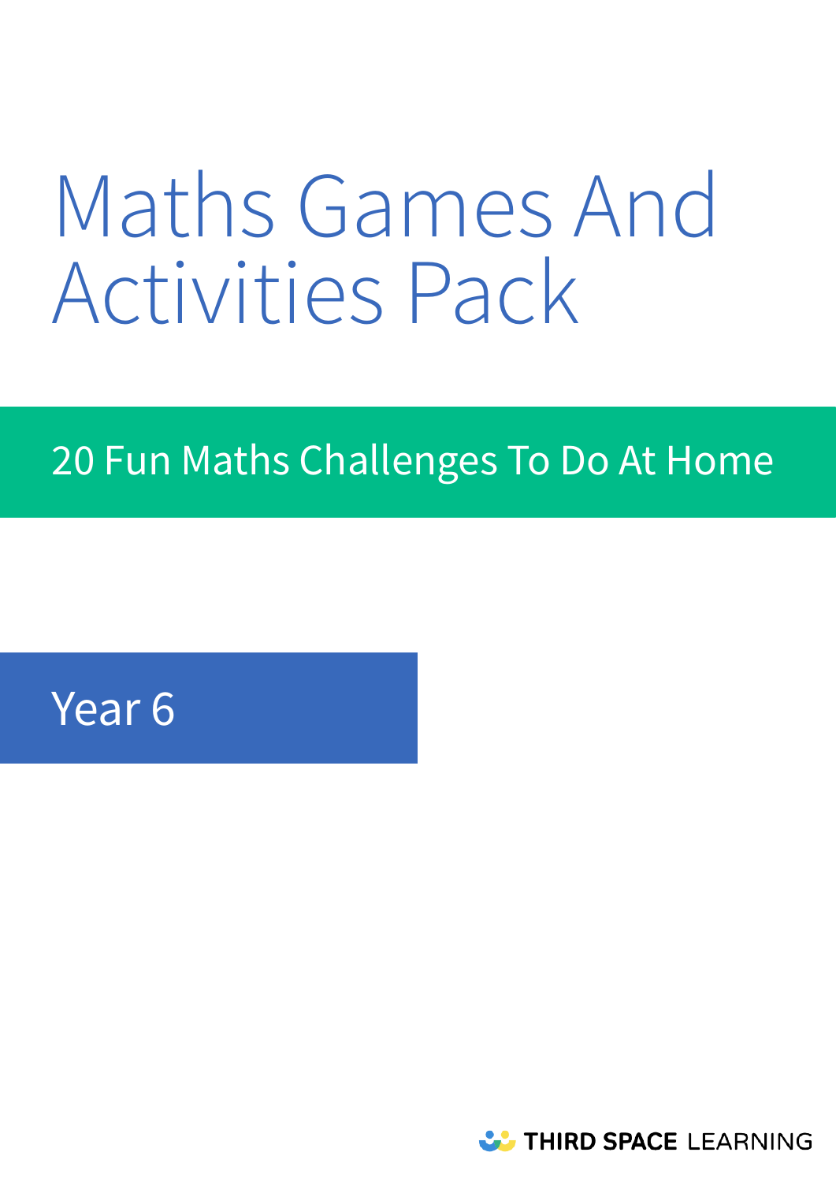# Maths Games And Activities Pack

## 20 Fun Maths Challenges To Do At Home

### Year 6

THIRD SPACE LEARNING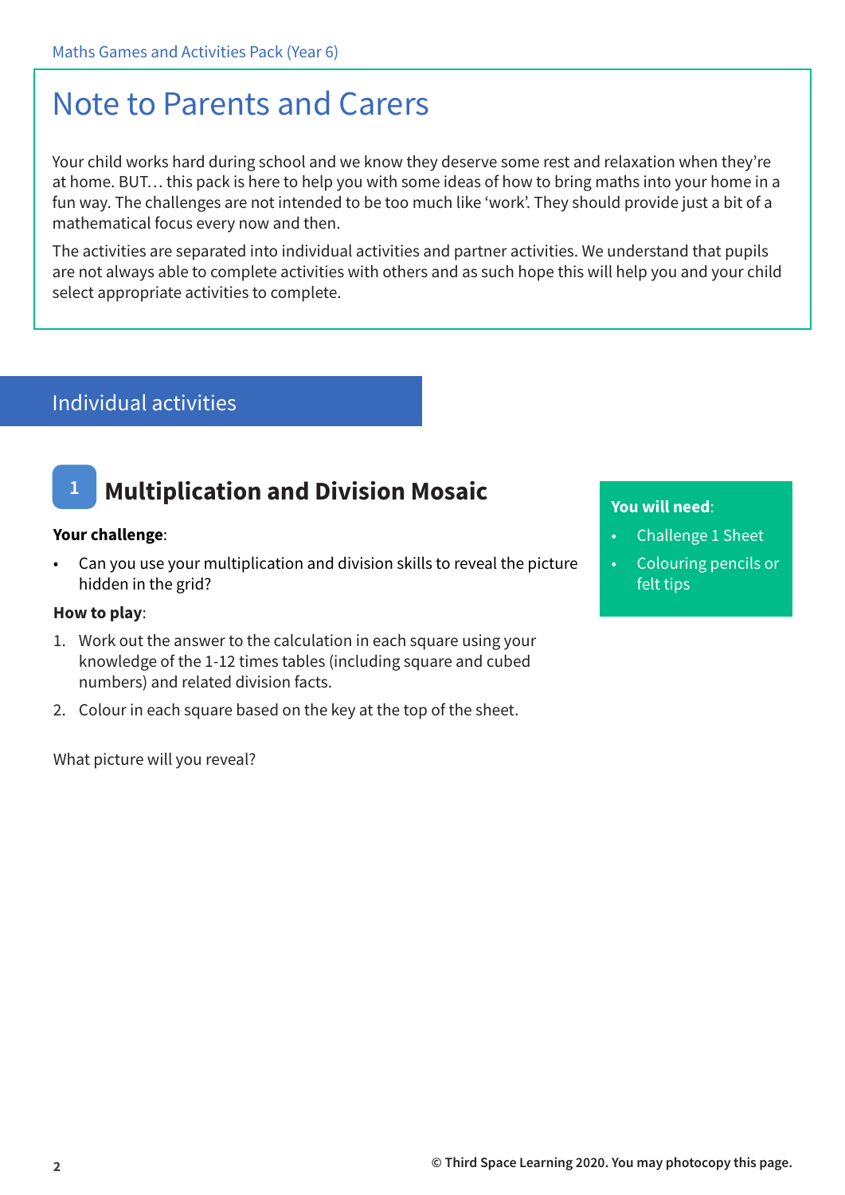# Note to Parents and Carers

Your child works hard during school and we know they deserve some rest and relaxation when they're at home. BUT… this pack is here to help you with some ideas of how to bring maths into your home in a fun way. The challenges are not intended to be too much like 'work'. They should provide just a bit of a mathematical focus every now and then.

The activities are separated into individual activities and partner activities. We understand that pupils are not always able to complete activities with others and as such hope this will help you and your child select appropriate activities to complete.

## Individual activities

### 1 Multiplication and Division Mosaic

**You will need**:

- Challenge 1 Sheet
- Colouring pencils or felt tips

**Your challenge**:

- Can you use your multiplication and division skills to reveal the picture hidden in the grid?

**How to play**:

1. Work out the answer to the calculation in each square using your knowledge of the 1-12 times tables (including square and cubed numbers) and related division facts.
2. Colour in each square based on the key at the top of the sheet.

What picture will you reveal?

© Third Space Learning 2020. You may photocopy this page.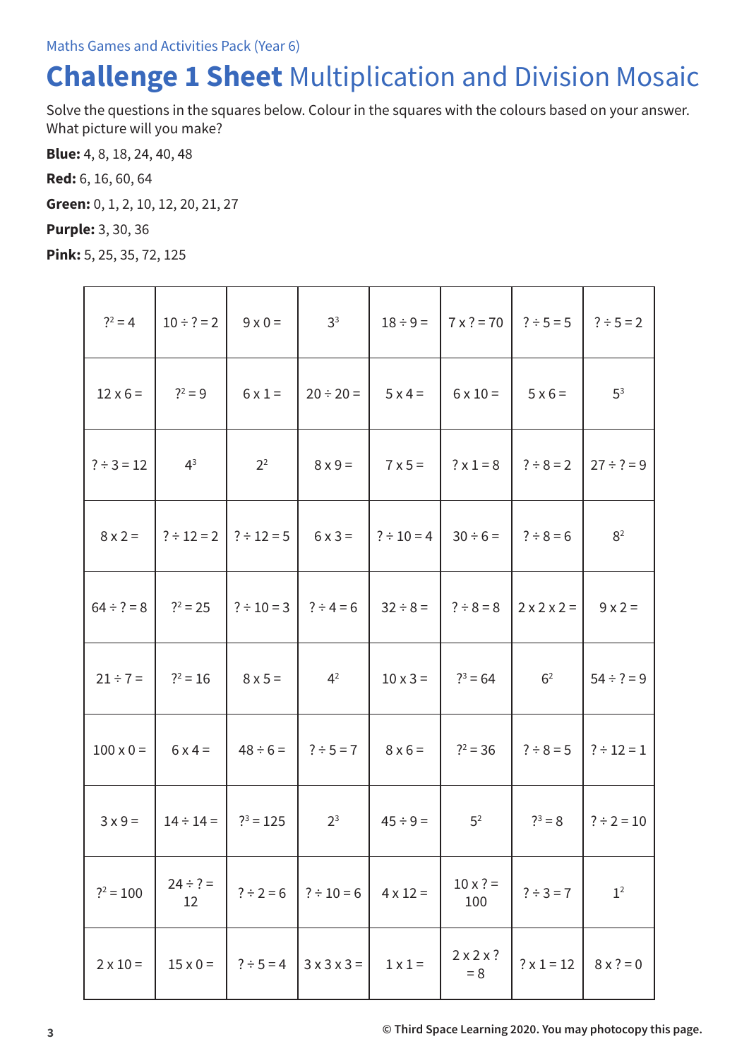Maths Games and Activities Pack (Year 6)

# **Challenge 1 Sheet** Multiplication and Division Mosaic

Solve the questions in the squares below. Colour in the squares with the colours based on your answer. What picture will you make?

**Blue:** 4, 8, 18, 24, 40, 48

**Red:** 6, 16, 60, 64

**Green:** 0, 1, 2, 10, 12, 20, 21, 27

**Purple:** 3, 30, 36

**Pink:** 5, 25, 35, 72, 125

| | | | | | | | |
|---|---|---|---|---|---|---|---|
| $?^2 = 4$ | 10 ÷ ? = 2 | 9 x 0 = | $3^3$ | 18 ÷ 9 = | 7 x ? = 70 | ? ÷ 5 = 5 | ? ÷ 5 = 2 |
| 12 x 6 = | $?^2 = 9$ | 6 x 1 = | 20 ÷ 20 = | 5 x 4 = | 6 x 10 = | 5 x 6 = | $5^3$ |
| ? ÷ 3 = 12 | $4^3$ | $2^2$ | 8 x 9 = | 7 x 5 = | ? x 1 = 8 | ? ÷ 8 = 2 | 27 ÷ ? = 9 |
| 8 x 2 = | ? ÷ 12 = 2 | ? ÷ 12 = 5 | 6 x 3 = | ? ÷ 10 = 4 | 30 ÷ 6 = | ? ÷ 8 = 6 | $8^2$ |
| 64 ÷ ? = 8 | $?^2 = 25$ | ? ÷ 10 = 3 | ? ÷ 4 = 6 | 32 ÷ 8 = | ? ÷ 8 = 8 | 2 x 2 x 2 = | 9 x 2 = |
| 21 ÷ 7 = | $?^2 = 16$ | 8 x 5 = | $4^2$ | 10 x 3 = | $?^3 = 64$ | $6^2$ | 54 ÷ ? = 9 |
| 100 x 0 = | 6 x 4 = | 48 ÷ 6 = | ? ÷ 5 = 7 | 8 x 6 = | $?^2 = 36$ | ? ÷ 8 = 5 | ? ÷ 12 = 1 |
| 3 x 9 = | 14 ÷ 14 = | $?^3 = 125$ | $2^3$ | 45 ÷ 9 = | $5^2$ | $?^3 = 8$ | ? ÷ 2 = 10 |
| $?^2 = 100$ | 24 ÷ ? = 12 | ? ÷ 2 = 6 | ? ÷ 10 = 6 | 4 x 12 = | 10 x ? = 100 | ? ÷ 3 = 7 | $1^2$ |
| 2 x 10 = | 15 x 0 = | ? ÷ 5 = 4 | 3 x 3 x 3 = | 1 x 1 = | 2 x 2 x ? = 8 | ? x 1 = 12 | 8 x ? = 0 |

© Third Space Learning 2020. You may photocopy this page.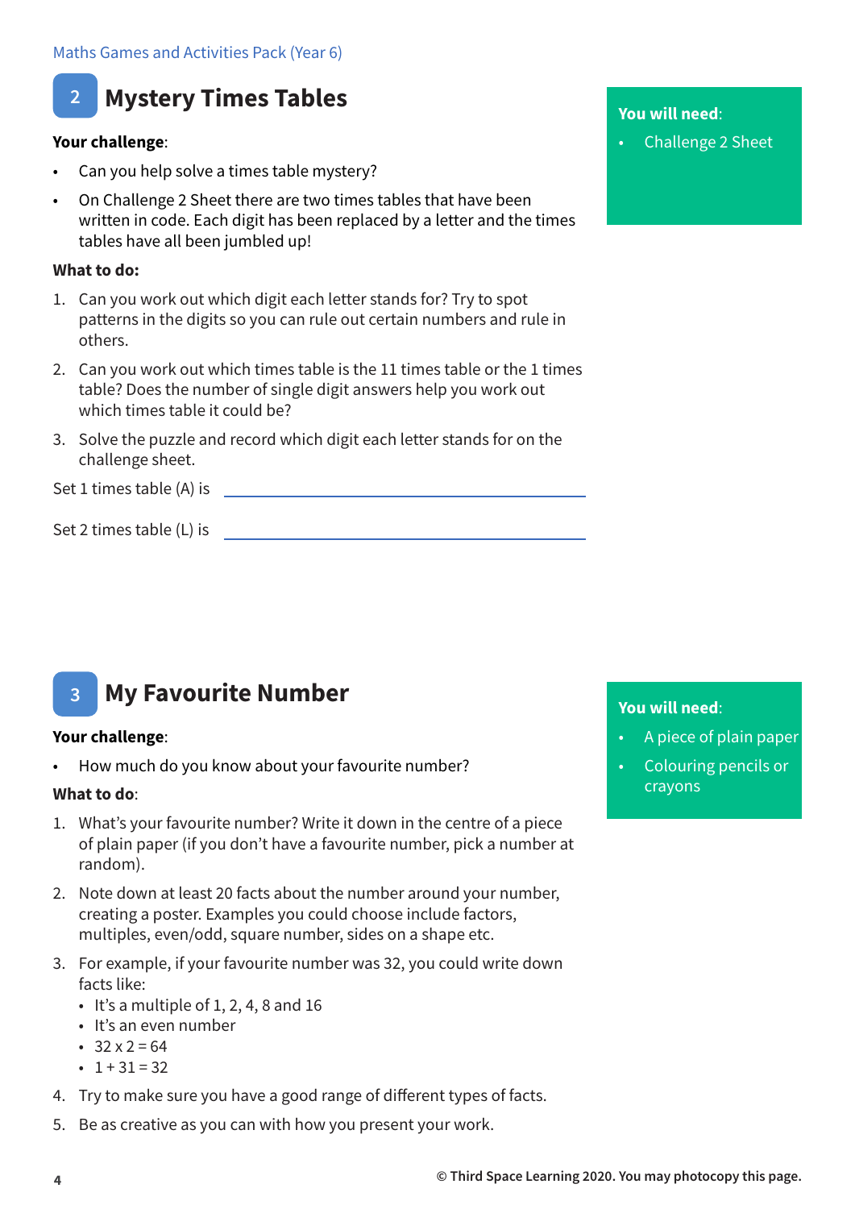## 2 Mystery Times Tables

**You will need**:

- Challenge 2 Sheet

**Your challenge**:

- Can you help solve a times table mystery?
- On Challenge 2 Sheet there are two times tables that have been written in code. Each digit has been replaced by a letter and the times tables have all been jumbled up!

**What to do:**

1. Can you work out which digit each letter stands for? Try to spot patterns in the digits so you can rule out certain numbers and rule in others.
2. Can you work out which times table is the 11 times table or the 1 times table? Does the number of single digit answers help you work out which times table it could be?
3. Solve the puzzle and record which digit each letter stands for on the challenge sheet.

Set 1 times table (A) is ______________________________

Set 2 times table (L) is ______________________________

## 3 My Favourite Number

**You will need**:

- A piece of plain paper
- Colouring pencils or crayons

**Your challenge**:

- How much do you know about your favourite number?

**What to do**:

1. What's your favourite number? Write it down in the centre of a piece of plain paper (if you don't have a favourite number, pick a number at random).
2. Note down at least 20 facts about the number around your number, creating a poster. Examples you could choose include factors, multiples, even/odd, square number, sides on a shape etc.
3. For example, if your favourite number was 32, you could write down facts like:
   - It's a multiple of 1, 2, 4, 8 and 16
   - It's an even number
   - $32 \times 2 = 64$
   - $1 + 31 = 32$
4. Try to make sure you have a good range of different types of facts.
5. Be as creative as you can with how you present your work.

© Third Space Learning 2020. You may photocopy this page.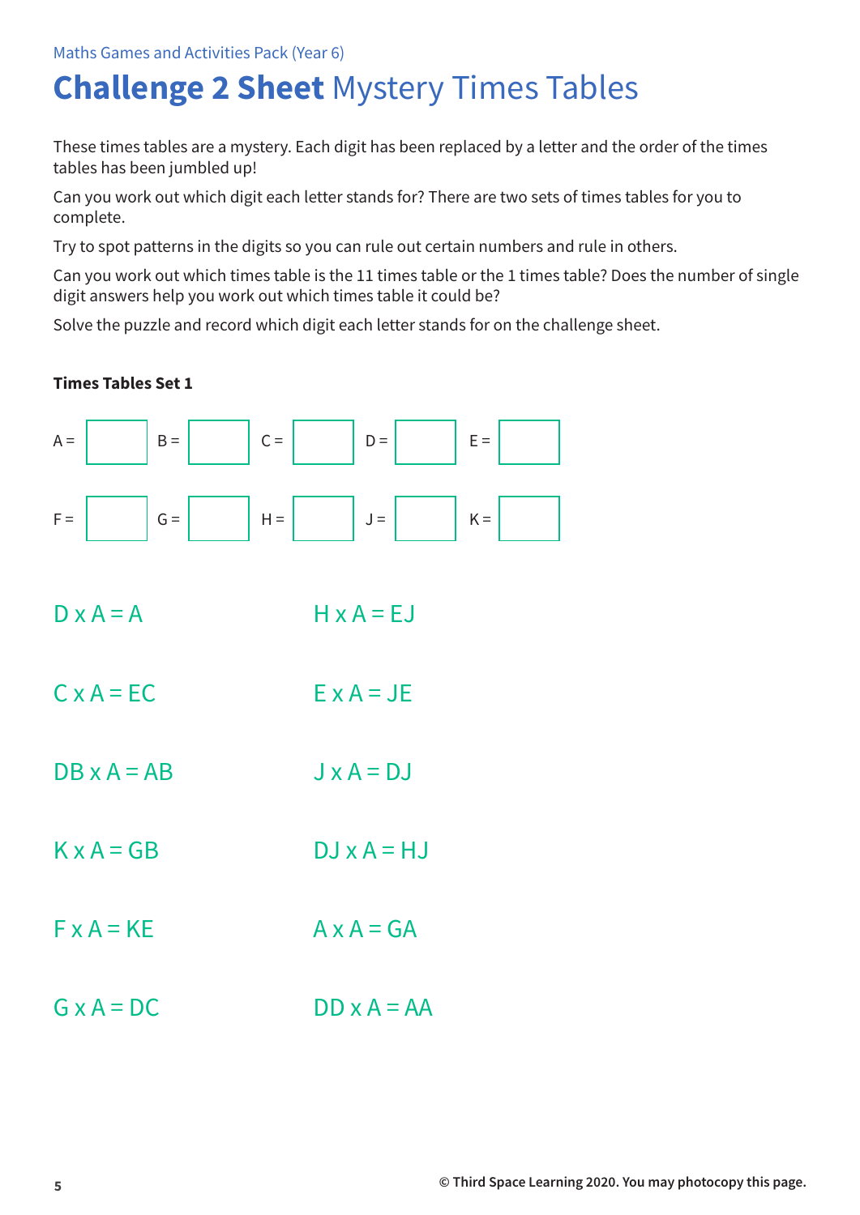Maths Games and Activities Pack (Year 6)

# **Challenge 2 Sheet** Mystery Times Tables

These times tables are a mystery. Each digit has been replaced by a letter and the order of the times tables has been jumbled up!

Can you work out which digit each letter stands for? There are two sets of times tables for you to complete.

Try to spot patterns in the digits so you can rule out certain numbers and rule in others.

Can you work out which times table is the 11 times table or the 1 times table? Does the number of single digit answers help you work out which times table it could be?

Solve the puzzle and record which digit each letter stands for on the challenge sheet.

**Times Tables Set 1**

A = ☐ B = ☐ C = ☐ D = ☐ E = ☐

F = ☐ G = ☐ H = ☐ J = ☐ K = ☐

D x A = A

H x A = EJ

C x A = EC

E x A = JE

DB x A = AB

J x A = DJ

K x A = GB

DJ x A = HJ

F x A = KE

A x A = GA

G x A = DC

DD x A = AA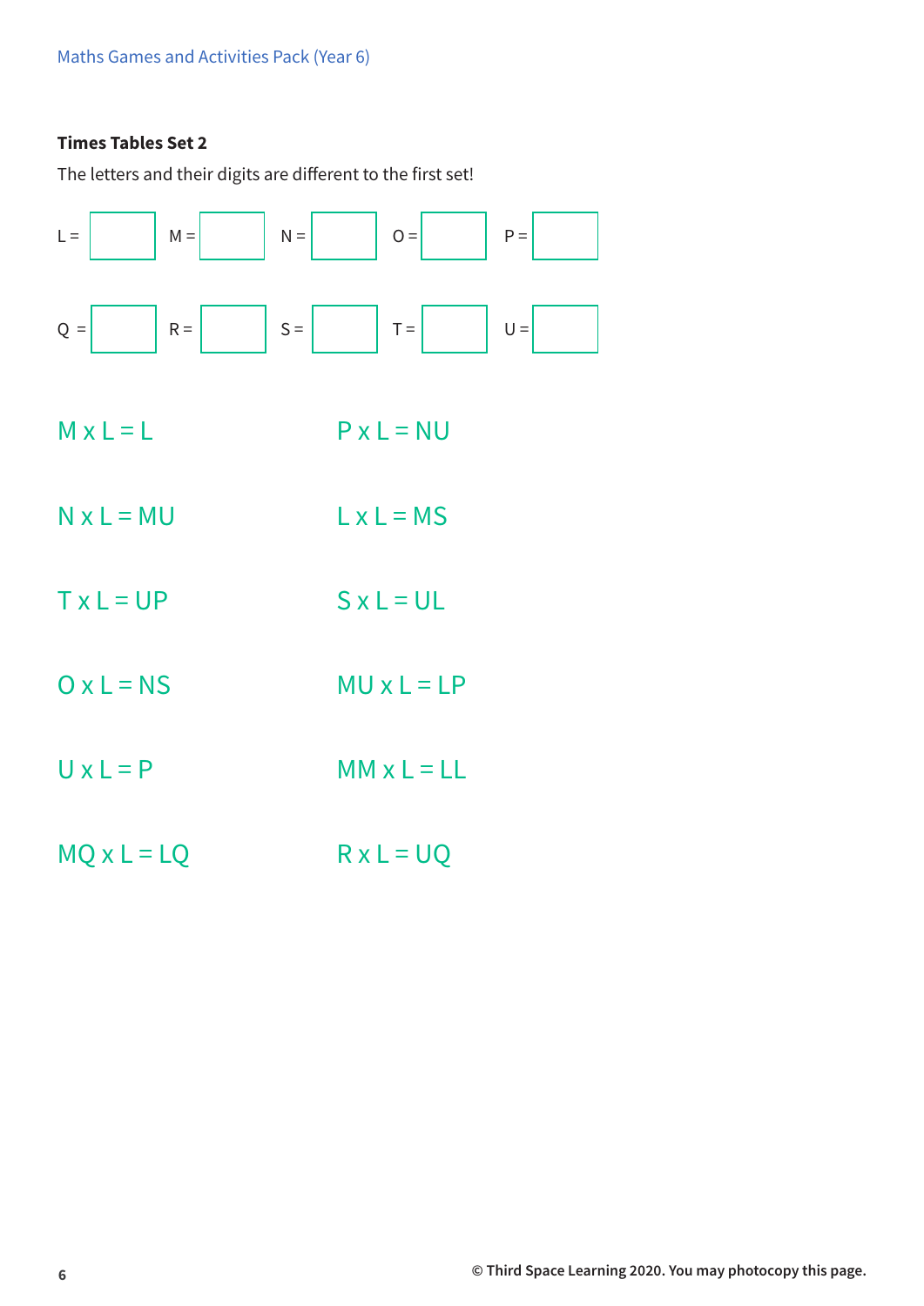### Times Tables Set 2

The letters and their digits are different to the first set!

L = ____ M = ____ N = ____ O = ____ P = ____

Q = ____ R = ____ S = ____ T = ____ U = ____

M x L = L

P x L = NU

N x L = MU

L x L = MS

T x L = UP

S x L = UL

O x L = NS

MU x L = LP

U x L = P

MM x L = LL

MQ x L = LQ

R x L = UQ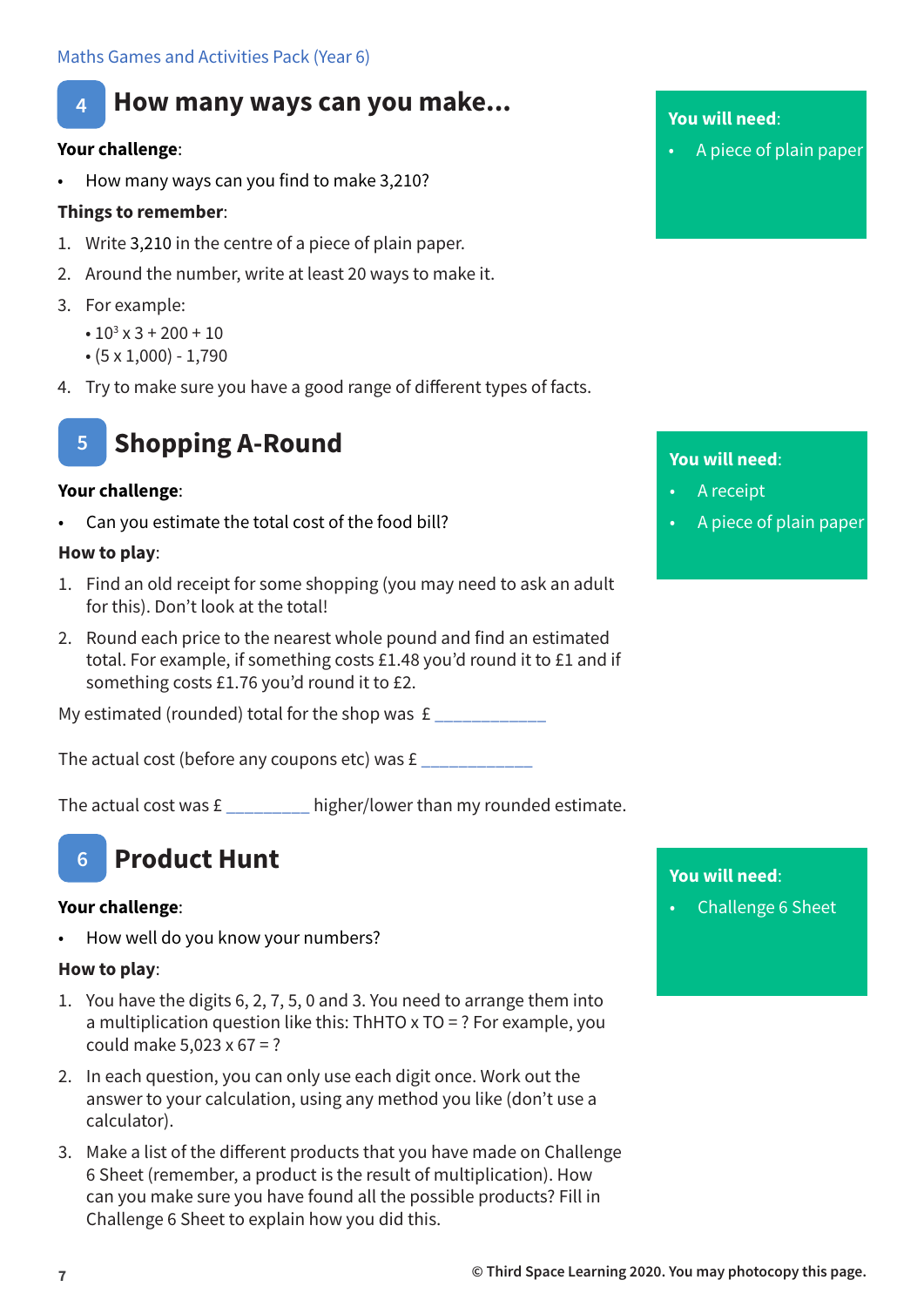## 4 How many ways can you make...

**You will need:**

- A piece of plain paper

**Your challenge:**

- How many ways can you find to make 3,210?

**Things to remember:**

1. Write 3,210 in the centre of a piece of plain paper.
2. Around the number, write at least 20 ways to make it.
3. For example:
   - $10^3 \times 3 + 200 + 10$
   - $(5 \times 1{,}000) - 1{,}790$
4. Try to make sure you have a good range of different types of facts.

## 5 Shopping A-Round

**You will need:**

- A receipt
- A piece of plain paper

**Your challenge:**

- Can you estimate the total cost of the food bill?

**How to play:**

1. Find an old receipt for some shopping (you may need to ask an adult for this). Don't look at the total!
2. Round each price to the nearest whole pound and find an estimated total. For example, if something costs £1.48 you'd round it to £1 and if something costs £1.76 you'd round it to £2.

My estimated (rounded) total for the shop was £ ____________

The actual cost (before any coupons etc) was £ ____________

The actual cost was £ _________ higher/lower than my rounded estimate.

## 6 Product Hunt

**You will need:**

- Challenge 6 Sheet

**Your challenge:**

- How well do you know your numbers?

**How to play:**

1. You have the digits 6, 2, 7, 5, 0 and 3. You need to arrange them into a multiplication question like this: ThHTO x TO = ? For example, you could make 5,023 x 67 = ?
2. In each question, you can only use each digit once. Work out the answer to your calculation, using any method you like (don't use a calculator).
3. Make a list of the different products that you have made on Challenge 6 Sheet (remember, a product is the result of multiplication). How can you make sure you have found all the possible products? Fill in Challenge 6 Sheet to explain how you did this.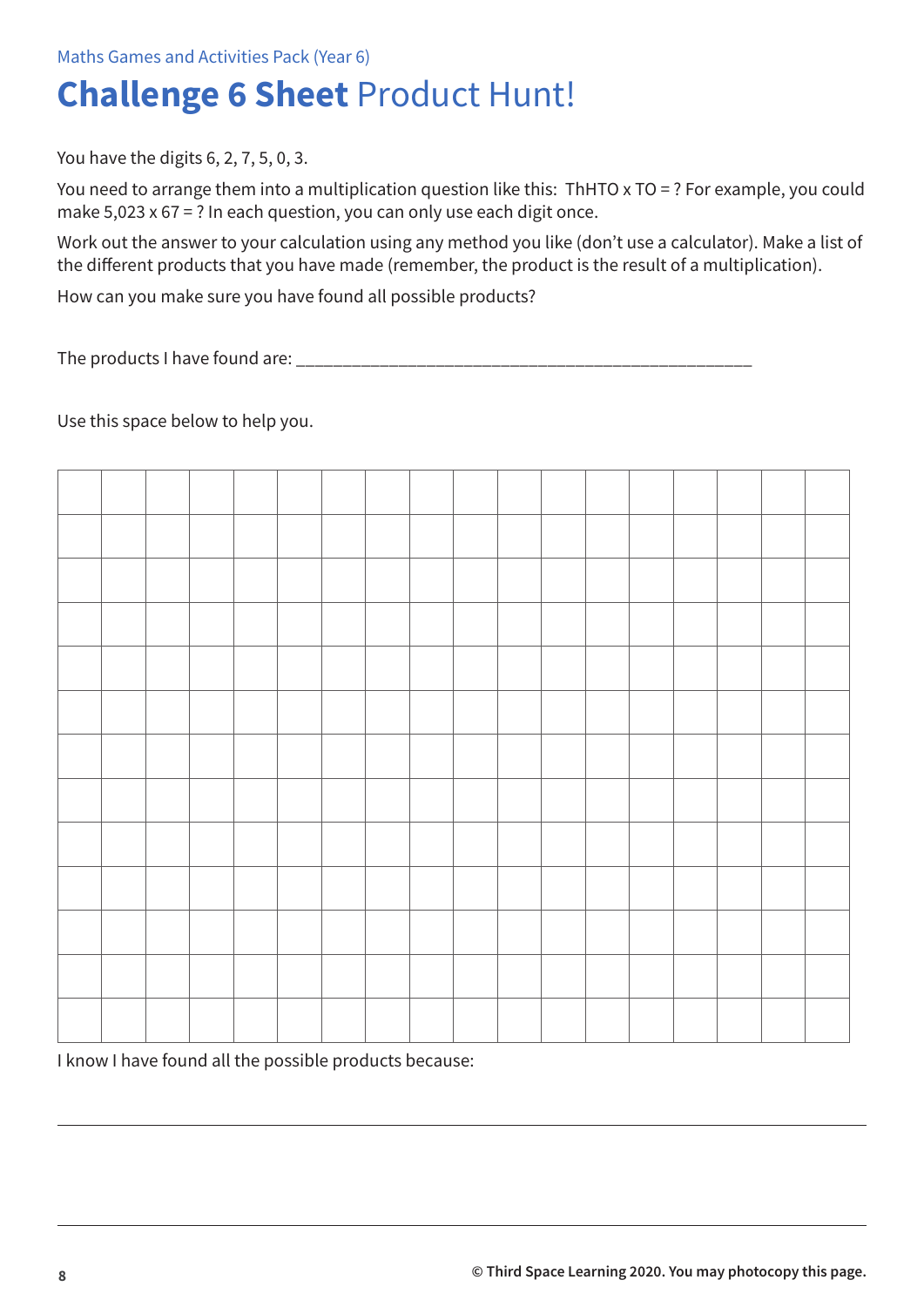Maths Games and Activities Pack (Year 6)

# **Challenge 6 Sheet** Product Hunt!

You have the digits 6, 2, 7, 5, 0, 3.

You need to arrange them into a multiplication question like this: ThHTO x TO = ? For example, you could make 5,023 x 67 = ? In each question, you can only use each digit once.

Work out the answer to your calculation using any method you like (don't use a calculator). Make a list of the different products that you have made (remember, the product is the result of a multiplication).

How can you make sure you have found all possible products?

The products I have found are: ___________________________________________________

Use this space below to help you.

| | | | | | | | | | | | | | | | | | |
|---|---|---|---|---|---|---|---|---|---|---|---|---|---|---|---|---|---|
| | | | | | | | | | | | | | | | | | |
| | | | | | | | | | | | | | | | | | |
| | | | | | | | | | | | | | | | | | |
| | | | | | | | | | | | | | | | | | |
| | | | | | | | | | | | | | | | | | |
| | | | | | | | | | | | | | | | | | |
| | | | | | | | | | | | | | | | | | |
| | | | | | | | | | | | | | | | | | |
| | | | | | | | | | | | | | | | | | |
| | | | | | | | | | | | | | | | | | |
| | | | | | | | | | | | | | | | | | |
| | | | | | | | | | | | | | | | | | |

I know I have found all the possible products because:

___________________________________________________________________________

___________________________________________________________________________

**© Third Space Learning 2020. You may photocopy this page.**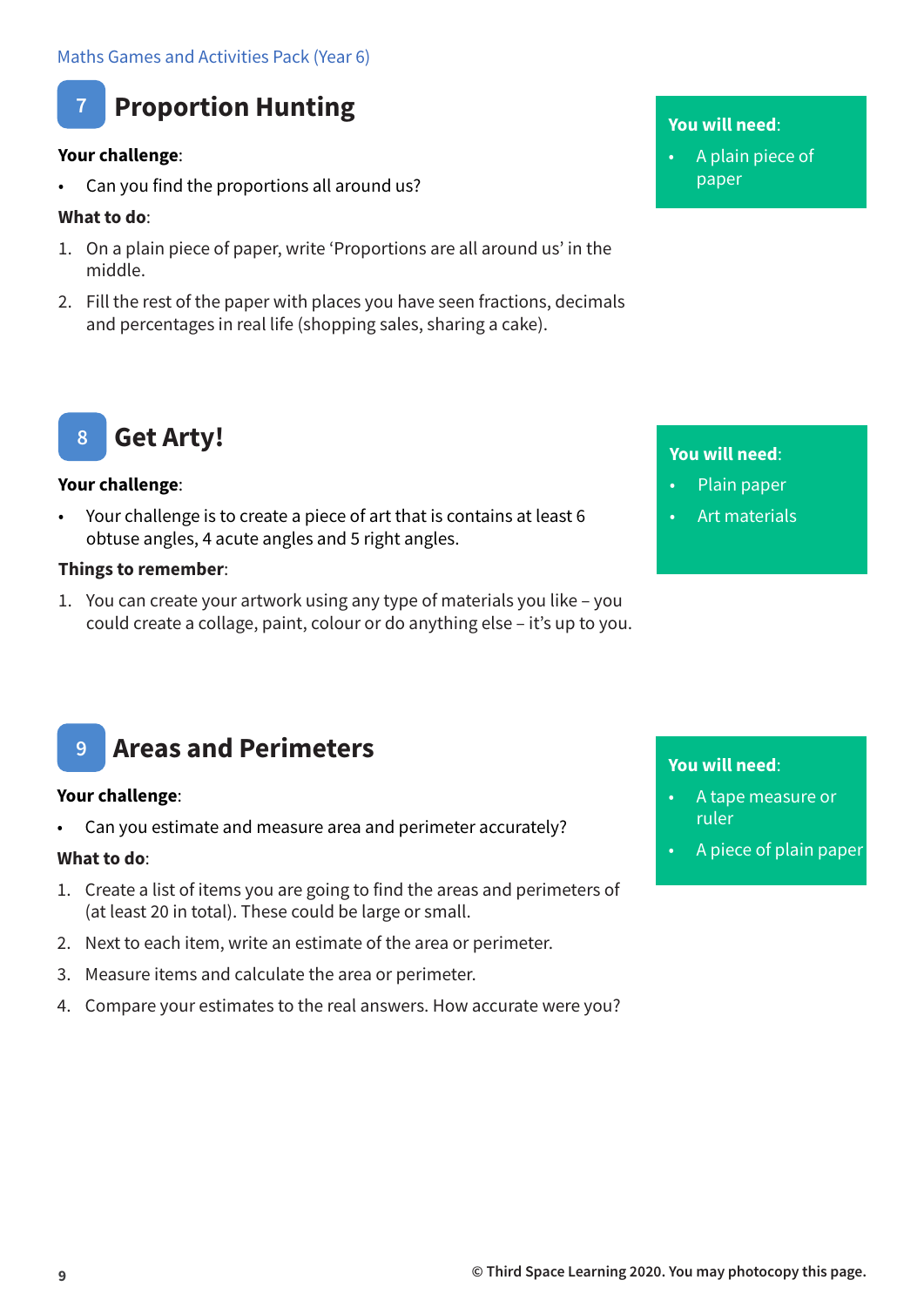## 7 Proportion Hunting

**Your challenge**:

- Can you find the proportions all around us?

**What to do**:

1. On a plain piece of paper, write 'Proportions are all around us' in the middle.
2. Fill the rest of the paper with places you have seen fractions, decimals and percentages in real life (shopping sales, sharing a cake).

**You will need**:

- A plain piece of paper

## 8 Get Arty!

**Your challenge**:

- Your challenge is to create a piece of art that is contains at least 6 obtuse angles, 4 acute angles and 5 right angles.

**Things to remember**:

1. You can create your artwork using any type of materials you like – you could create a collage, paint, colour or do anything else – it's up to you.

**You will need**:

- Plain paper
- Art materials

## 9 Areas and Perimeters

**Your challenge**:

- Can you estimate and measure area and perimeter accurately?

**What to do**:

1. Create a list of items you are going to find the areas and perimeters of (at least 20 in total). These could be large or small.
2. Next to each item, write an estimate of the area or perimeter.
3. Measure items and calculate the area or perimeter.
4. Compare your estimates to the real answers. How accurate were you?

**You will need**:

- A tape measure or ruler
- A piece of plain paper

© Third Space Learning 2020. You may photocopy this page.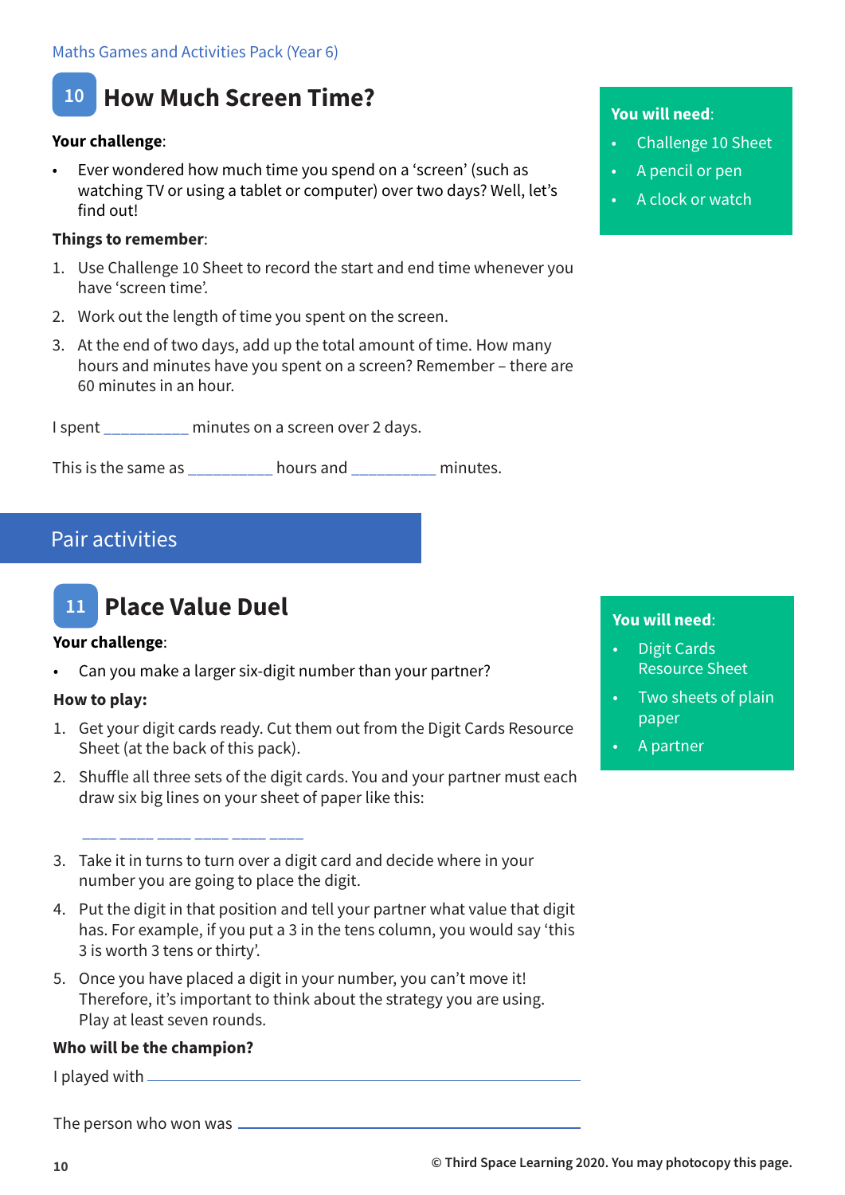## 10 How Much Screen Time?

**Your challenge**:

- Ever wondered how much time you spend on a 'screen' (such as watching TV or using a tablet or computer) over two days? Well, let's find out!

**Things to remember**:

1. Use Challenge 10 Sheet to record the start and end time whenever you have 'screen time'.
2. Work out the length of time you spent on the screen.
3. At the end of two days, add up the total amount of time. How many hours and minutes have you spent on a screen? Remember – there are 60 minutes in an hour.

I spent __________ minutes on a screen over 2 days.

This is the same as __________ hours and __________ minutes.

**You will need**:

- Challenge 10 Sheet
- A pencil or pen
- A clock or watch

# Pair activities

## 11 Place Value Duel

**Your challenge**:

- Can you make a larger six-digit number than your partner?

**How to play:**

1. Get your digit cards ready. Cut them out from the Digit Cards Resource Sheet (at the back of this pack).
2. Shuffle all three sets of the digit cards. You and your partner must each draw six big lines on your sheet of paper like this:

   ____ ____ ____ ____ ____ ____

3. Take it in turns to turn over a digit card and decide where in your number you are going to place the digit.
4. Put the digit in that position and tell your partner what value that digit has. For example, if you put a 3 in the tens column, you would say 'this 3 is worth 3 tens or thirty'.
5. Once you have placed a digit in your number, you can't move it! Therefore, it's important to think about the strategy you are using. Play at least seven rounds.

**Who will be the champion?**

I played with ______________________________

The person who won was ______________________________

**You will need**:

- Digit Cards Resource Sheet
- Two sheets of plain paper
- A partner

© Third Space Learning 2020. You may photocopy this page.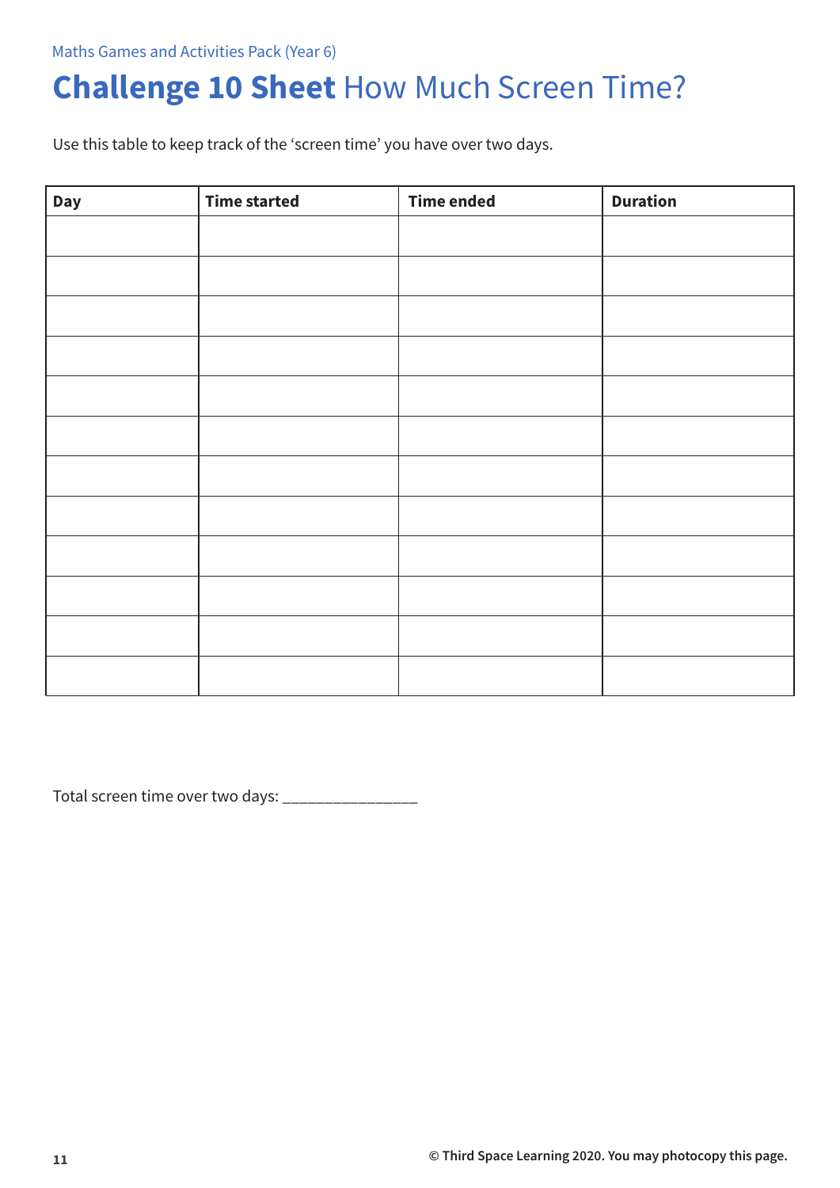Maths Games and Activities Pack (Year 6)

# **Challenge 10 Sheet** How Much Screen Time?

Use this table to keep track of the 'screen time' you have over two days.

| Day | Time started | Time ended | Duration |
|---|---|---|---|
| | | | |
| | | | |
| | | | |
| | | | |
| | | | |
| | | | |
| | | | |
| | | | |
| | | | |
| | | | |
| | | | |
| | | | |

Total screen time over two days: ________________

© Third Space Learning 2020. You may photocopy this page.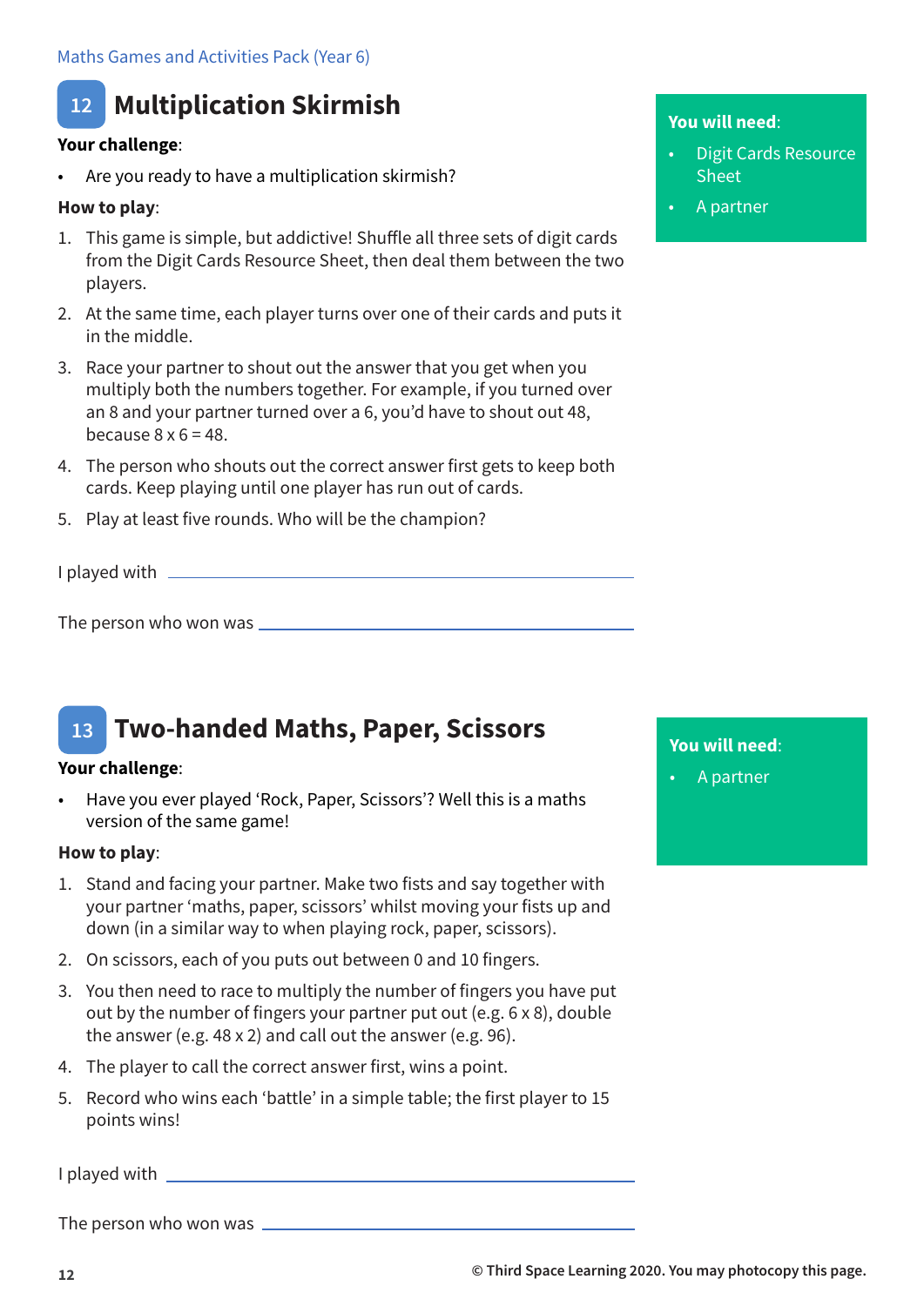## 12 Multiplication Skirmish

**Your challenge**:

- Are you ready to have a multiplication skirmish?

**How to play**:

1. This game is simple, but addictive! Shuffle all three sets of digit cards from the Digit Cards Resource Sheet, then deal them between the two players.
2. At the same time, each player turns over one of their cards and puts it in the middle.
3. Race your partner to shout out the answer that you get when you multiply both the numbers together. For example, if you turned over an 8 and your partner turned over a 6, you'd have to shout out 48, because 8 x 6 = 48.
4. The person who shouts out the correct answer first gets to keep both cards. Keep playing until one player has run out of cards.
5. Play at least five rounds. Who will be the champion?

**You will need**:

- Digit Cards Resource Sheet
- A partner

I played with ____________________

The person who won was ____________________

## 13 Two-handed Maths, Paper, Scissors

**Your challenge**:

- Have you ever played 'Rock, Paper, Scissors'? Well this is a maths version of the same game!

**How to play**:

1. Stand and facing your partner. Make two fists and say together with your partner 'maths, paper, scissors' whilst moving your fists up and down (in a similar way to when playing rock, paper, scissors).
2. On scissors, each of you puts out between 0 and 10 fingers.
3. You then need to race to multiply the number of fingers you have put out by the number of fingers your partner put out (e.g. 6 x 8), double the answer (e.g. 48 x 2) and call out the answer (e.g. 96).
4. The player to call the correct answer first, wins a point.
5. Record who wins each 'battle' in a simple table; the first player to 15 points wins!

**You will need**:

- A partner

I played with ____________________

The person who won was ____________________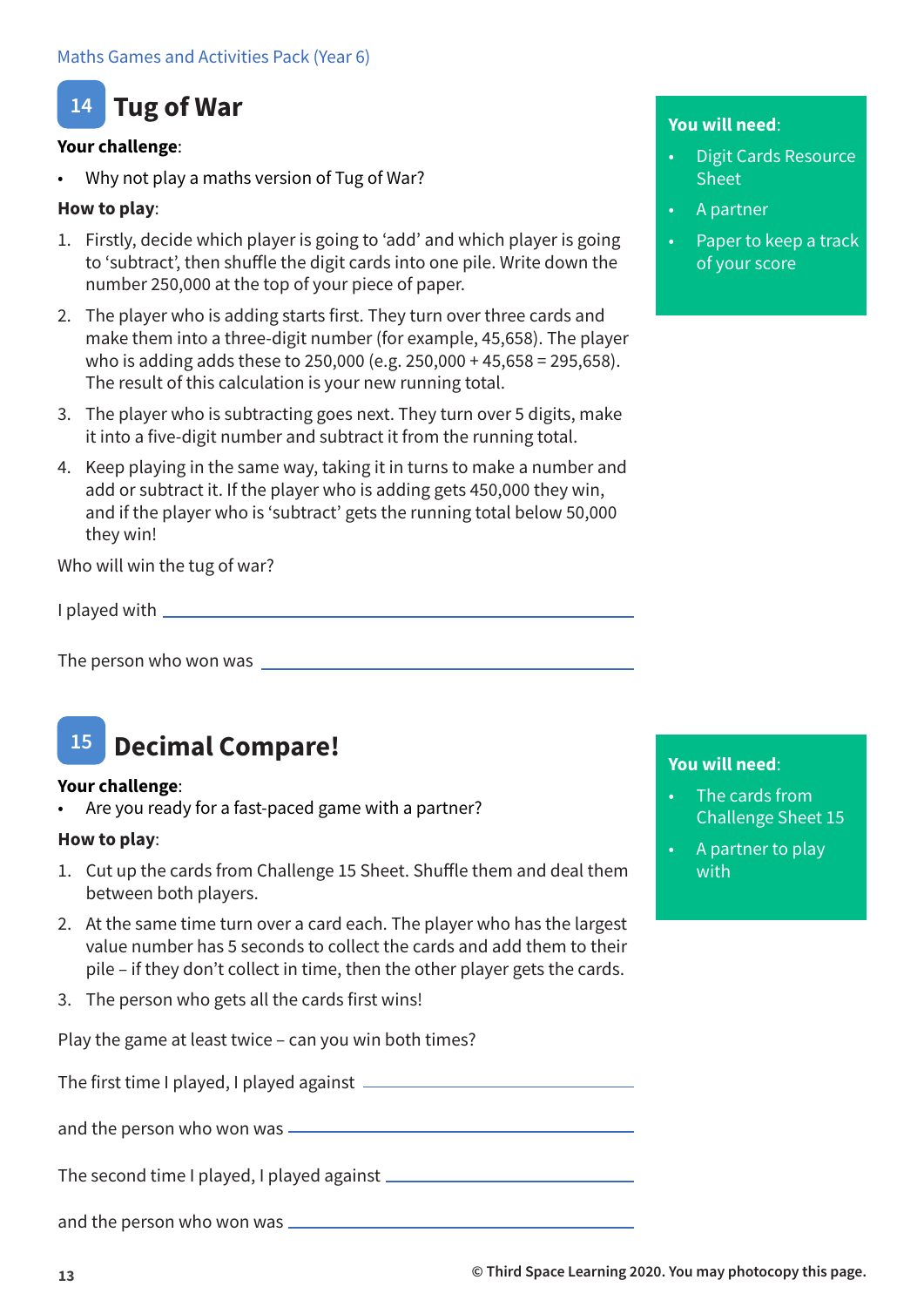## 14 Tug of War

**Your challenge**:

- Why not play a maths version of Tug of War?

**You will need**:

- Digit Cards Resource Sheet
- A partner
- Paper to keep a track of your score

**How to play**:

1. Firstly, decide which player is going to 'add' and which player is going to 'subtract', then shuffle the digit cards into one pile. Write down the number 250,000 at the top of your piece of paper.
2. The player who is adding starts first. They turn over three cards and make them into a three-digit number (for example, 45,658). The player who is adding adds these to 250,000 (e.g. 250,000 + 45,658 = 295,658). The result of this calculation is your new running total.
3. The player who is subtracting goes next. They turn over 5 digits, make it into a five-digit number and subtract it from the running total.
4. Keep playing in the same way, taking it in turns to make a number and add or subtract it. If the player who is adding gets 450,000 they win, and if the player who is 'subtract' gets the running total below 50,000 they win!

Who will win the tug of war?

I played with ______________________________

The person who won was ______________________________

## 15 Decimal Compare!

**Your challenge**:

- Are you ready for a fast-paced game with a partner?

**You will need**:

- The cards from Challenge Sheet 15
- A partner to play with

**How to play**:

1. Cut up the cards from Challenge 15 Sheet. Shuffle them and deal them between both players.
2. At the same time turn over a card each. The player who has the largest value number has 5 seconds to collect the cards and add them to their pile – if they don't collect in time, then the other player gets the cards.
3. The person who gets all the cards first wins!

Play the game at least twice – can you win both times?

The first time I played, I played against ______________________________

and the person who won was ______________________________

The second time I played, I played against ______________________________

and the person who won was ______________________________

© Third Space Learning 2020. You may photocopy this page.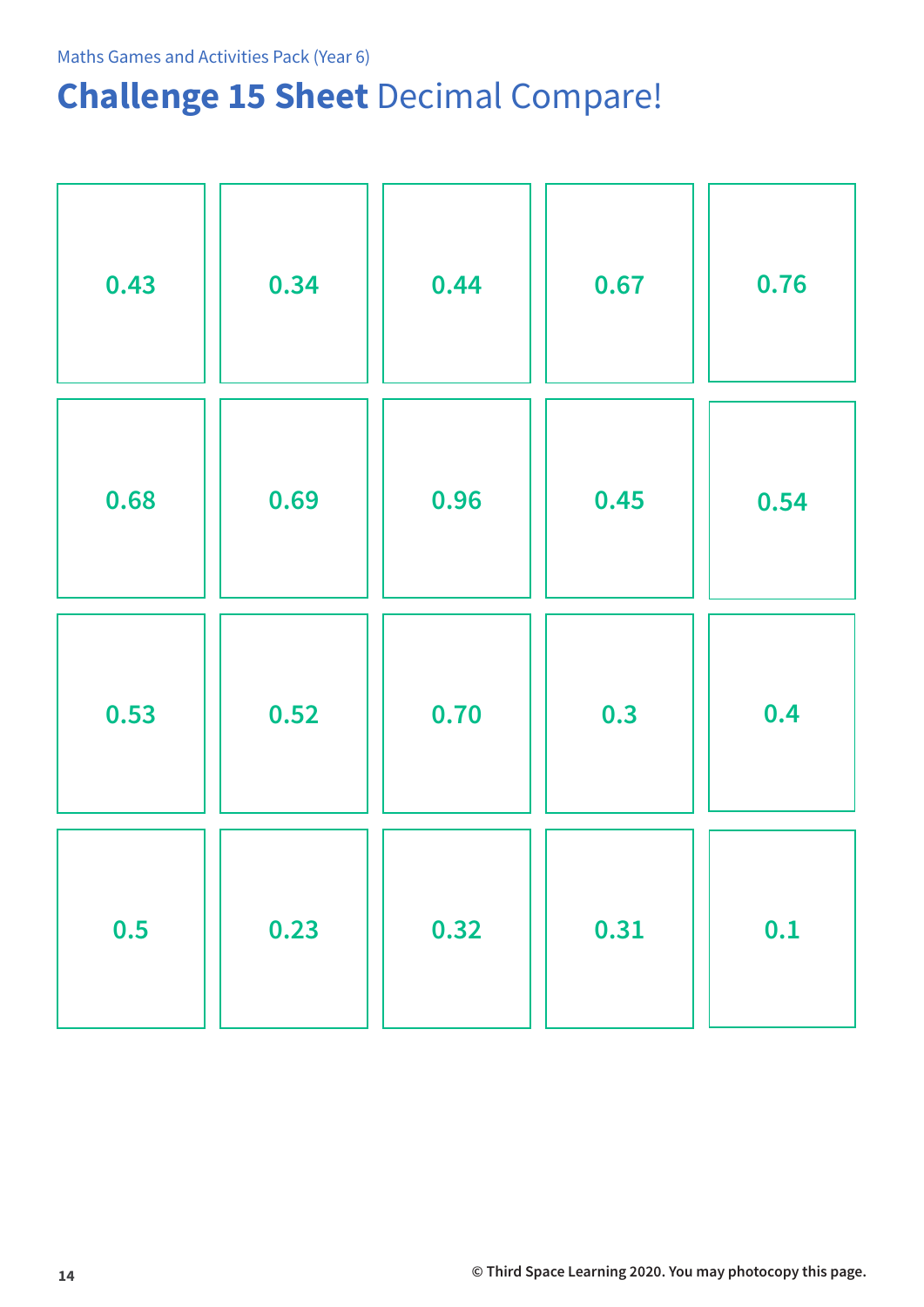Maths Games and Activities Pack (Year 6)

# **Challenge 15 Sheet** Decimal Compare!

| | | | | |
|---|---|---|---|---|
| 0.43 | 0.34 | 0.44 | 0.67 | 0.76 |
| 0.68 | 0.69 | 0.96 | 0.45 | 0.54 |
| 0.53 | 0.52 | 0.70 | 0.3 | 0.4 |
| 0.5 | 0.23 | 0.32 | 0.31 | 0.1 |

© Third Space Learning 2020. You may photocopy this page.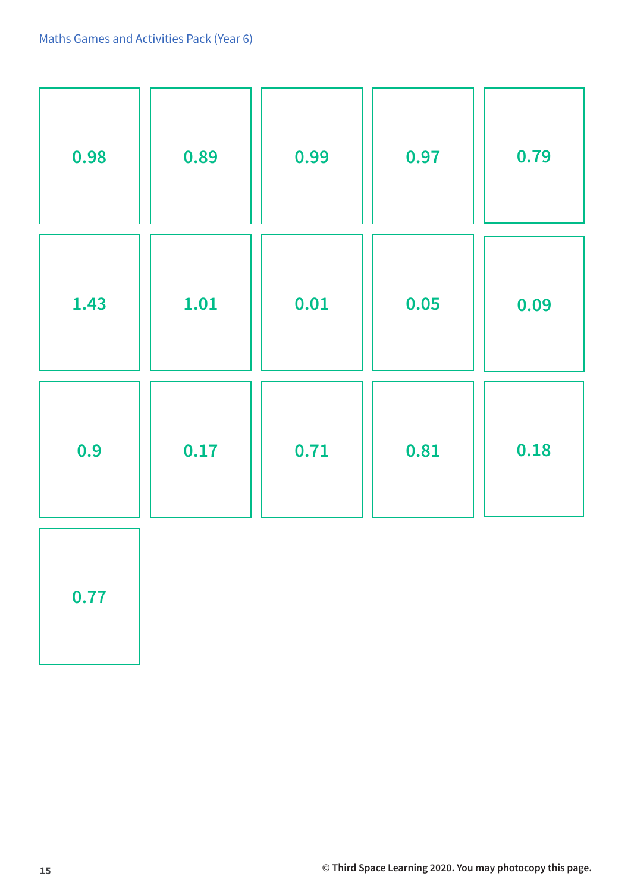| | | | | |
|---|---|---|---|---|
| 0.98 | 0.89 | 0.99 | 0.97 | 0.79 |
| 1.43 | 1.01 | 0.01 | 0.05 | 0.09 |
| 0.9 | 0.17 | 0.71 | 0.81 | 0.18 |
| 0.77 | | | | |

© Third Space Learning 2020. You may photocopy this page.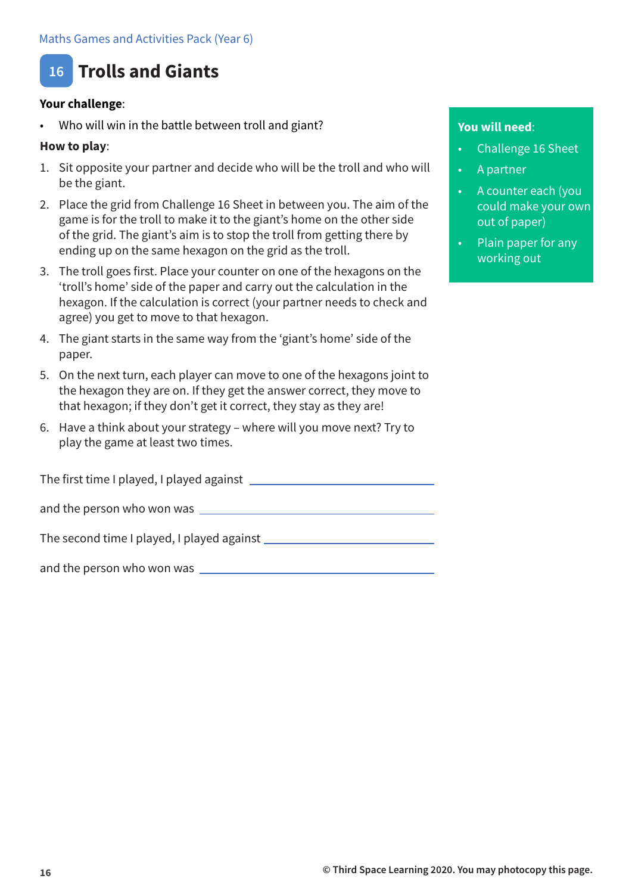# 16 Trolls and Giants

**Your challenge**:

- Who will win in the battle between troll and giant?

**How to play**:

1. Sit opposite your partner and decide who will be the troll and who will be the giant.
2. Place the grid from Challenge 16 Sheet in between you. The aim of the game is for the troll to make it to the giant's home on the other side of the grid. The giant's aim is to stop the troll from getting there by ending up on the same hexagon on the grid as the troll.
3. The troll goes first. Place your counter on one of the hexagons on the 'troll's home' side of the paper and carry out the calculation in the hexagon. If the calculation is correct (your partner needs to check and agree) you get to move to that hexagon.
4. The giant starts in the same way from the 'giant's home' side of the paper.
5. On the next turn, each player can move to one of the hexagons joint to the hexagon they are on. If they get the answer correct, they move to that hexagon; if they don't get it correct, they stay as they are!
6. Have a think about your strategy – where will you move next? Try to play the game at least two times.

**You will need**:

- Challenge 16 Sheet
- A partner
- A counter each (you could make your own out of paper)
- Plain paper for any working out

The first time I played, I played against ______________________________

and the person who won was ______________________________

The second time I played, I played against ______________________________

and the person who won was ______________________________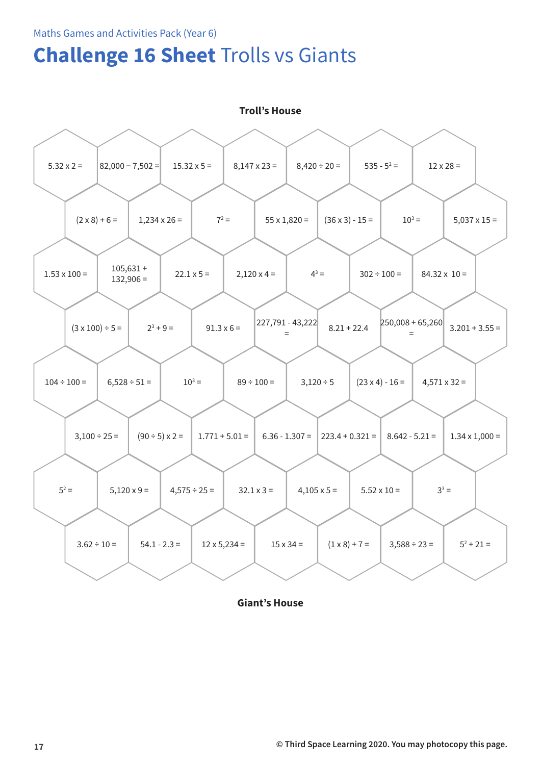Maths Games and Activities Pack (Year 6)

# **Challenge 16 Sheet** Trolls vs Giants

**Troll's House**

| | | | | | | | |
|---|---|---|---|---|---|---|---|
| 5.32 x 2 = | 82,000 − 7,502 = | 15.32 x 5 = | 8,147 x 23 = | 8,420 ÷ 20 = | 535 - $5^2$ = | 12 x 28 = | |
| | (2 x 8) + 6 = | 1,234 x 26 = | $7^2$ = | 55 x 1,820 = | (36 x 3) - 15 = | $10^3$ = | 5,037 x 15 = |
| 1.53 x 100 = | 105,631 + 132,906 = | 22.1 x 5 = | 2,120 x 4 = | $4^3$ = | 302 ÷ 100 = | 84.32 x 10 = | |
| | (3 x 100) ÷ 5 = | $2^3$ + 9 = | 91.3 x 6 = | 227,791 - 43,222 = | 8.21 + 22.4 | 250,008 + 65,260 = | 3.201 + 3.55 = |
| 104 ÷ 100 = | 6,528 ÷ 51 = | $10^3$ = | 89 ÷ 100 = | 3,120 ÷ 5 | (23 x 4) - 16 = | 4,571 x 32 = | |
| | 3,100 ÷ 25 = | (90 ÷ 5) x 2 = | 1.771 + 5.01 = | 6.36 - 1.307 = | 223.4 + 0.321 = | 8.642 - 5.21 = | 1.34 x 1,000 = |
| $5^2$ = | 5,120 x 9 = | 4,575 ÷ 25 = | 32.1 x 3 = | 4,105 x 5 = | 5.52 x 10 = | $3^3$ = | |
| | 3.62 ÷ 10 = | 54.1 - 2.3 = | 12 x 5,234 = | 15 x 34 = | (1 x 8) + 7 = | 3,588 ÷ 23 = | $5^2$ + 21 = |

**Giant's House**

© Third Space Learning 2020. You may photocopy this page.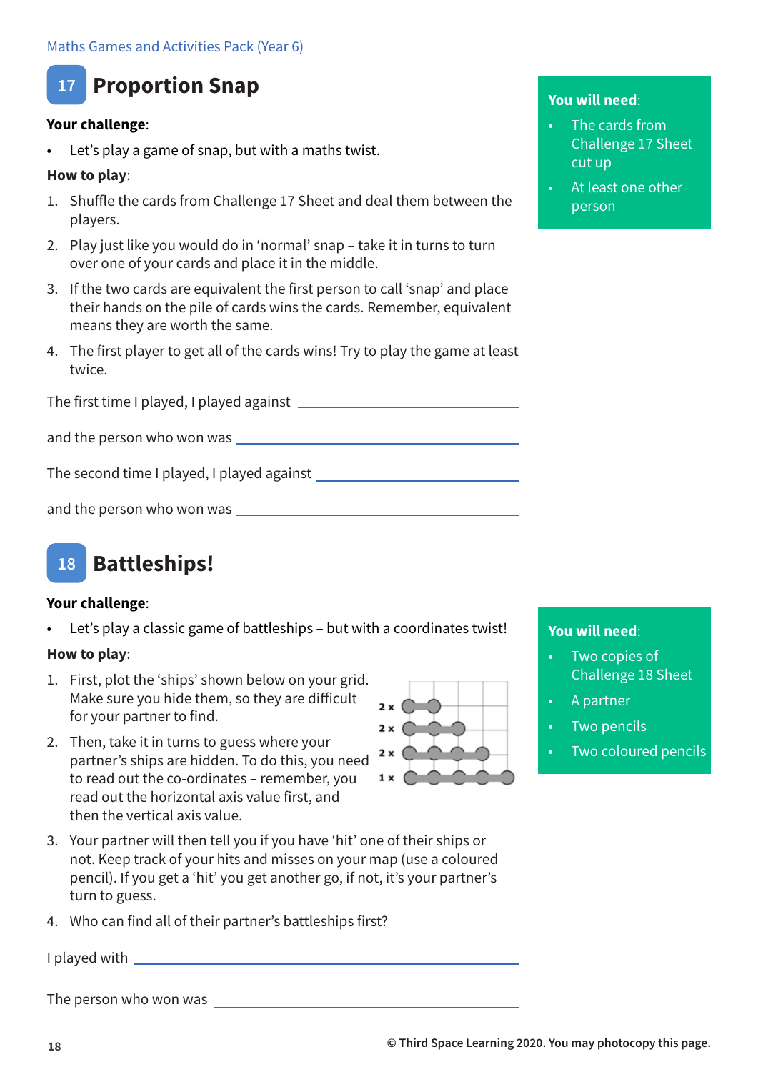Maths Games and Activities Pack (Year 6)

## 17 Proportion Snap

**Your challenge**:

- Let's play a game of snap, but with a maths twist.

**How to play**:

1. Shuffle the cards from Challenge 17 Sheet and deal them between the players.
2. Play just like you would do in 'normal' snap – take it in turns to turn over one of your cards and place it in the middle.
3. If the two cards are equivalent the first person to call 'snap' and place their hands on the pile of cards wins the cards. Remember, equivalent means they are worth the same.
4. The first player to get all of the cards wins! Try to play the game at least twice.

**You will need**:

- The cards from Challenge 17 Sheet cut up
- At least one other person

The first time I played, I played against ____________________

and the person who won was ____________________

The second time I played, I played against ____________________

and the person who won was ____________________

## 18 Battleships!

**Your challenge**:

- Let's play a classic game of battleships – but with a coordinates twist!

**How to play**:

1. First, plot the 'ships' shown below on your grid. Make sure you hide them, so they are difficult for your partner to find.
2. Then, take it in turns to guess where your partner's ships are hidden. To do this, you need to read out the co-ordinates – remember, you read out the horizontal axis value first, and then the vertical axis value.
3. Your partner will then tell you if you have 'hit' one of their ships or not. Keep track of your hits and misses on your map (use a coloured pencil). If you get a 'hit' you get another go, if not, it's your partner's turn to guess.
4. Who can find all of their partner's battleships first?

2 x (ship of 2)
2 x (ship of 3)
2 x (ship of 4)
1 x (ship of 5)

**You will need**:

- Two copies of Challenge 18 Sheet
- A partner
- Two pencils
- Two coloured pencils

I played with ____________________

The person who won was ____________________

© Third Space Learning 2020. You may photocopy this page.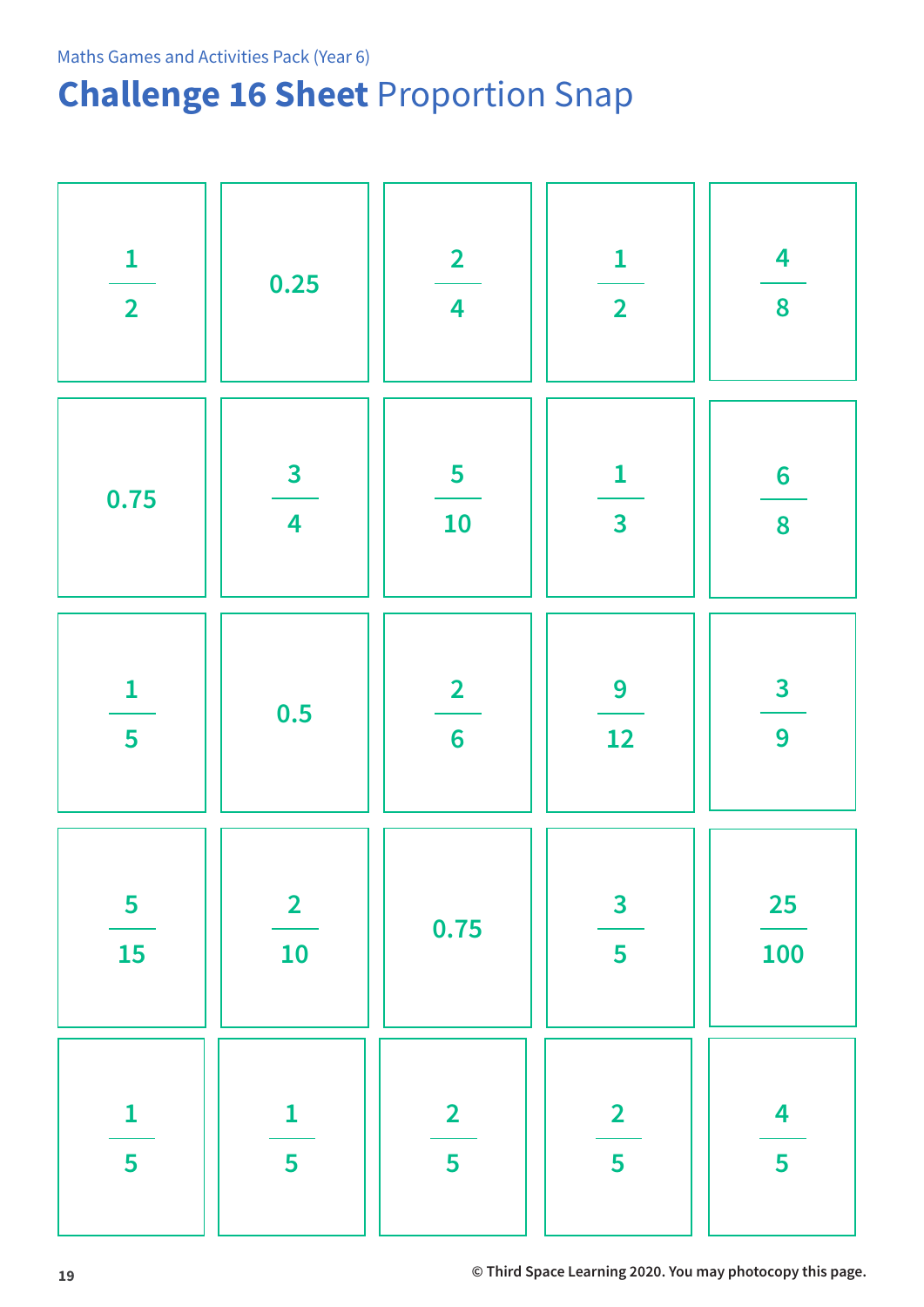Maths Games and Activities Pack (Year 6)

# **Challenge 16 Sheet** Proportion Snap

| | | | | |
|---|---|---|---|---|
| $\frac{1}{2}$ | 0.25 | $\frac{2}{4}$ | $\frac{1}{2}$ | $\frac{4}{8}$ |
| 0.75 | $\frac{3}{4}$ | $\frac{5}{10}$ | $\frac{1}{3}$ | $\frac{6}{8}$ |
| $\frac{1}{5}$ | 0.5 | $\frac{2}{6}$ | $\frac{9}{12}$ | $\frac{3}{9}$ |
| $\frac{5}{15}$ | $\frac{2}{10}$ | 0.75 | $\frac{3}{5}$ | $\frac{25}{100}$ |
| $\frac{1}{5}$ | $\frac{1}{5}$ | $\frac{2}{5}$ | $\frac{2}{5}$ | $\frac{4}{5}$ |

© Third Space Learning 2020. You may photocopy this page.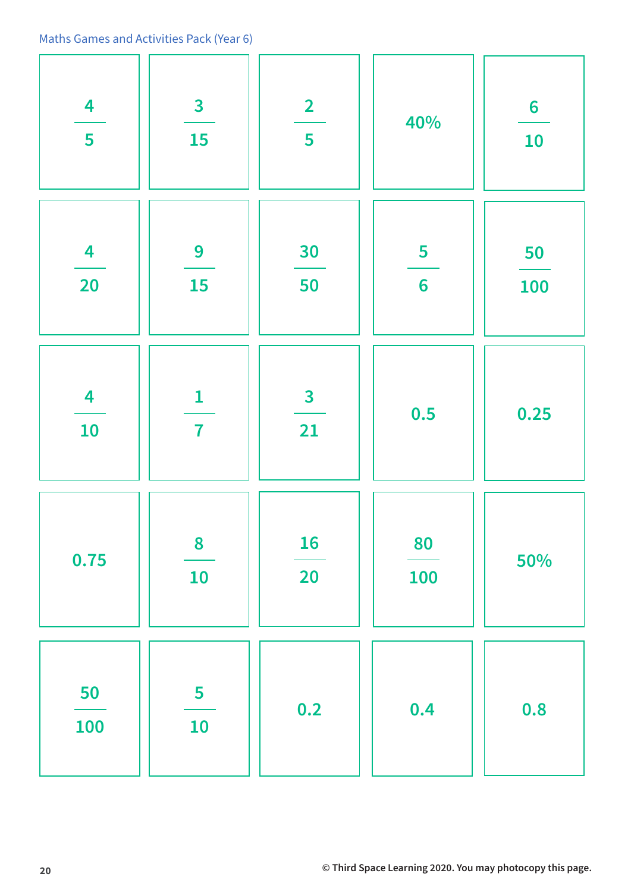| | | | | |
|---|---|---|---|---|
| $\frac{4}{5}$ | $\frac{3}{15}$ | $\frac{2}{5}$ | 40% | $\frac{6}{10}$ |
| $\frac{4}{20}$ | $\frac{9}{15}$ | $\frac{30}{50}$ | $\frac{5}{6}$ | $\frac{50}{100}$ |
| $\frac{4}{10}$ | $\frac{1}{7}$ | $\frac{3}{21}$ | 0.5 | 0.25 |
| 0.75 | $\frac{8}{10}$ | $\frac{16}{20}$ | $\frac{80}{100}$ | 50% |
| $\frac{50}{100}$ | $\frac{5}{10}$ | 0.2 | 0.4 | 0.8 |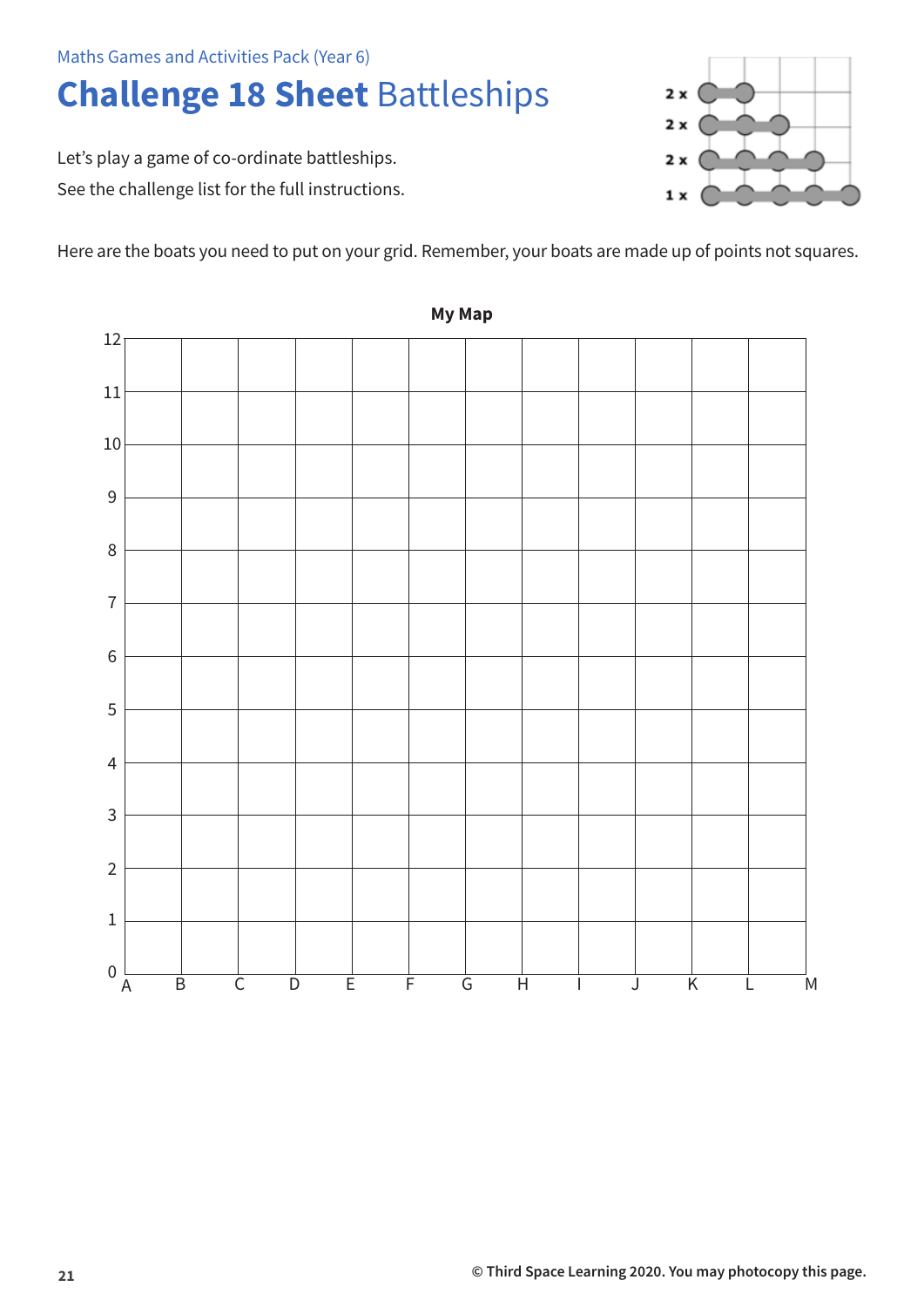Maths Games and Activities Pack (Year 6)

# **Challenge 18 Sheet** Battleships

Let's play a game of co-ordinate battleships.

See the challenge list for the full instructions.

2 x (2-point boat)
2 x (3-point boat)
2 x (4-point boat)
1 x (5-point boat)

Here are the boats you need to put on your grid. Remember, your boats are made up of points not squares.

**My Map**

Grid: y-axis 0–12; x-axis A, B, C, D, E, F, G, H, I, J, K, L, M

© Third Space Learning 2020. You may photocopy this page.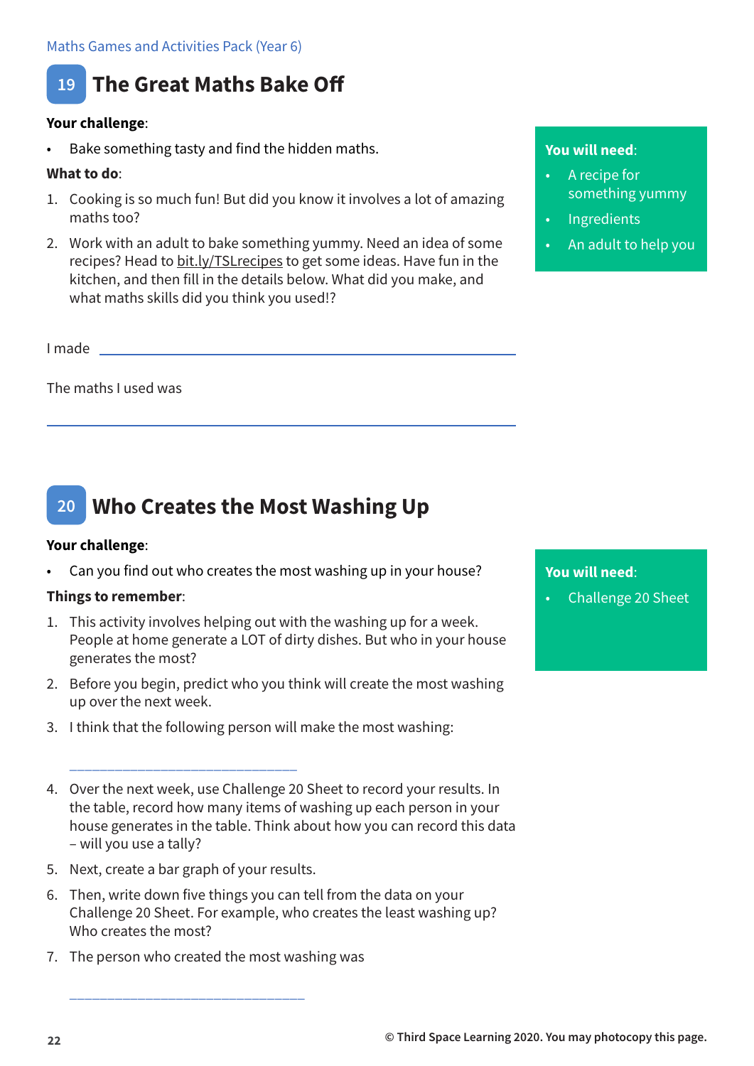## 19 The Great Maths Bake Off

**Your challenge**:

- Bake something tasty and find the hidden maths.

**What to do**:

1. Cooking is so much fun! But did you know it involves a lot of amazing maths too?
2. Work with an adult to bake something yummy. Need an idea of some recipes? Head to bit.ly/TSLrecipes to get some ideas. Have fun in the kitchen, and then fill in the details below. What did you make, and what maths skills did you think you used!?

**You will need**:

- A recipe for something yummy
- Ingredients
- An adult to help you

I made ______________________________

The maths I used was

______________________________

## 20 Who Creates the Most Washing Up

**Your challenge**:

- Can you find out who creates the most washing up in your house?

**Things to remember**:

1. This activity involves helping out with the washing up for a week. People at home generate a LOT of dirty dishes. But who in your house generates the most?
2. Before you begin, predict who you think will create the most washing up over the next week.
3. I think that the following person will make the most washing:

   ______________________________

4. Over the next week, use Challenge 20 Sheet to record your results. In the table, record how many items of washing up each person in your house generates in the table. Think about how you can record this data – will you use a tally?
5. Next, create a bar graph of your results.
6. Then, write down five things you can tell from the data on your Challenge 20 Sheet. For example, who creates the least washing up? Who creates the most?
7. The person who created the most washing was

   ______________________________

**You will need**:

- Challenge 20 Sheet

© Third Space Learning 2020. You may photocopy this page.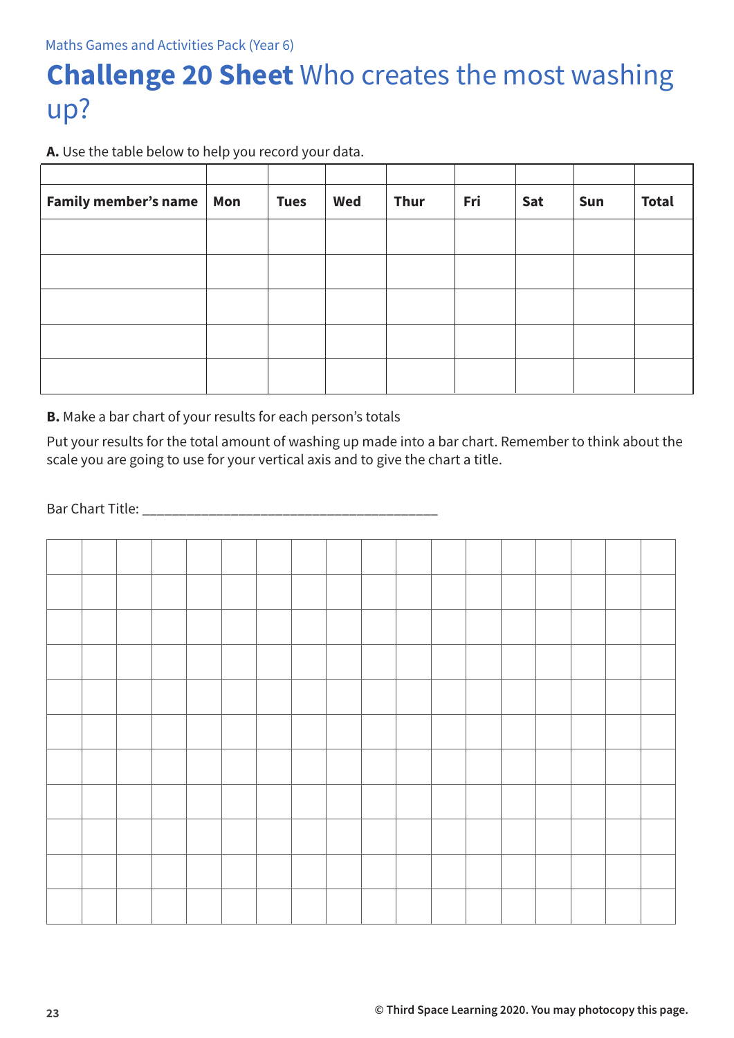# **Challenge 20 Sheet** Who creates the most washing up?

**A.** Use the table below to help you record your data.

| | | | | | | | | |
|---|---|---|---|---|---|---|---|---|
| **Family member's name** | **Mon** | **Tues** | **Wed** | **Thur** | **Fri** | **Sat** | **Sun** | **Total** |
| | | | | | | | | |
| | | | | | | | | |
| | | | | | | | | |
| | | | | | | | | |
| | | | | | | | | |

**B.** Make a bar chart of your results for each person's totals

Put your results for the total amount of washing up made into a bar chart. Remember to think about the scale you are going to use for your vertical axis and to give the chart a title.

Bar Chart Title: ________________________________________

© Third Space Learning 2020. You may photocopy this page.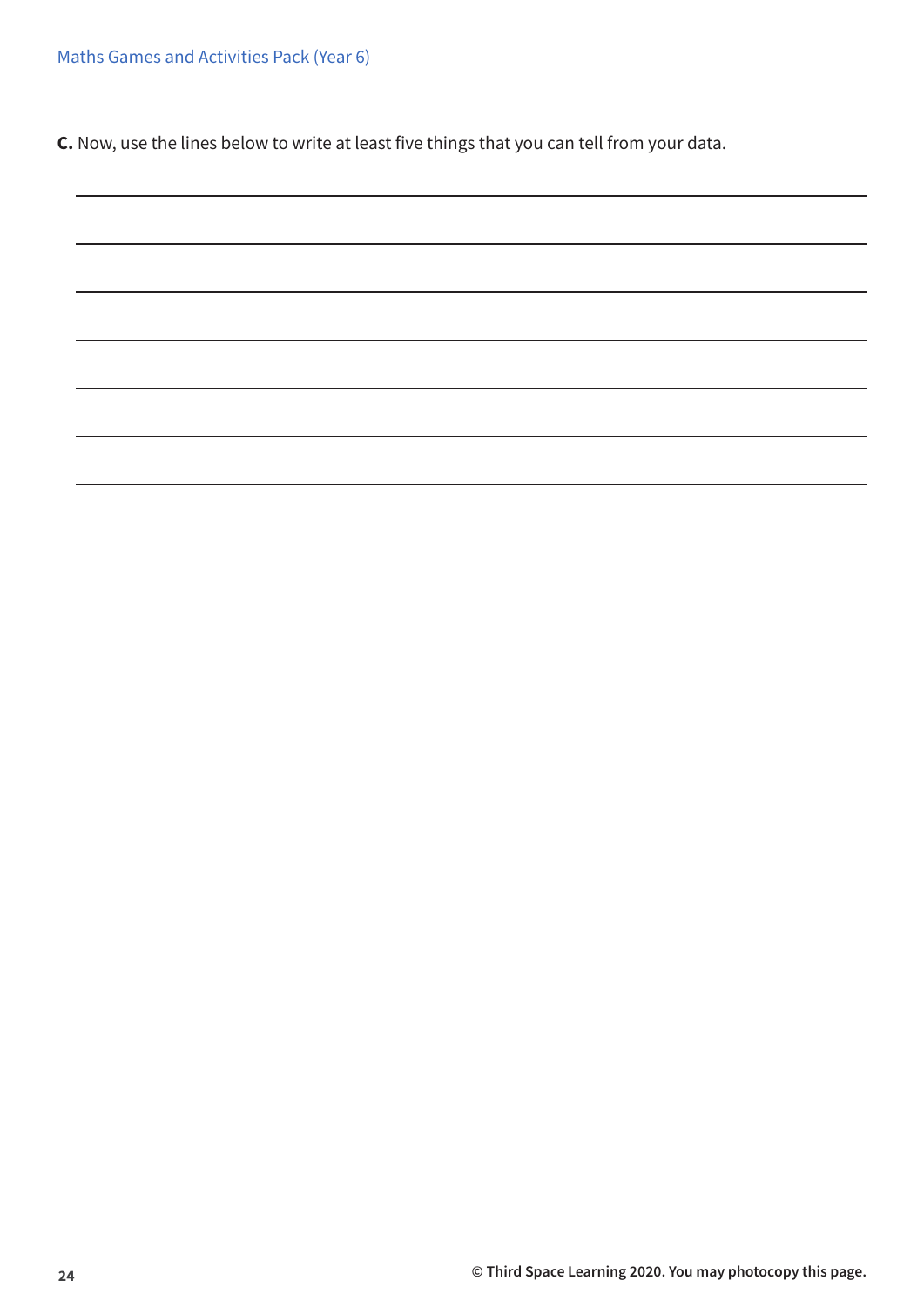**C.** Now, use the lines below to write at least five things that you can tell from your data.

______________________________________________________________________

______________________________________________________________________

______________________________________________________________________

______________________________________________________________________

______________________________________________________________________

______________________________________________________________________

______________________________________________________________________

© Third Space Learning 2020. You may photocopy this page.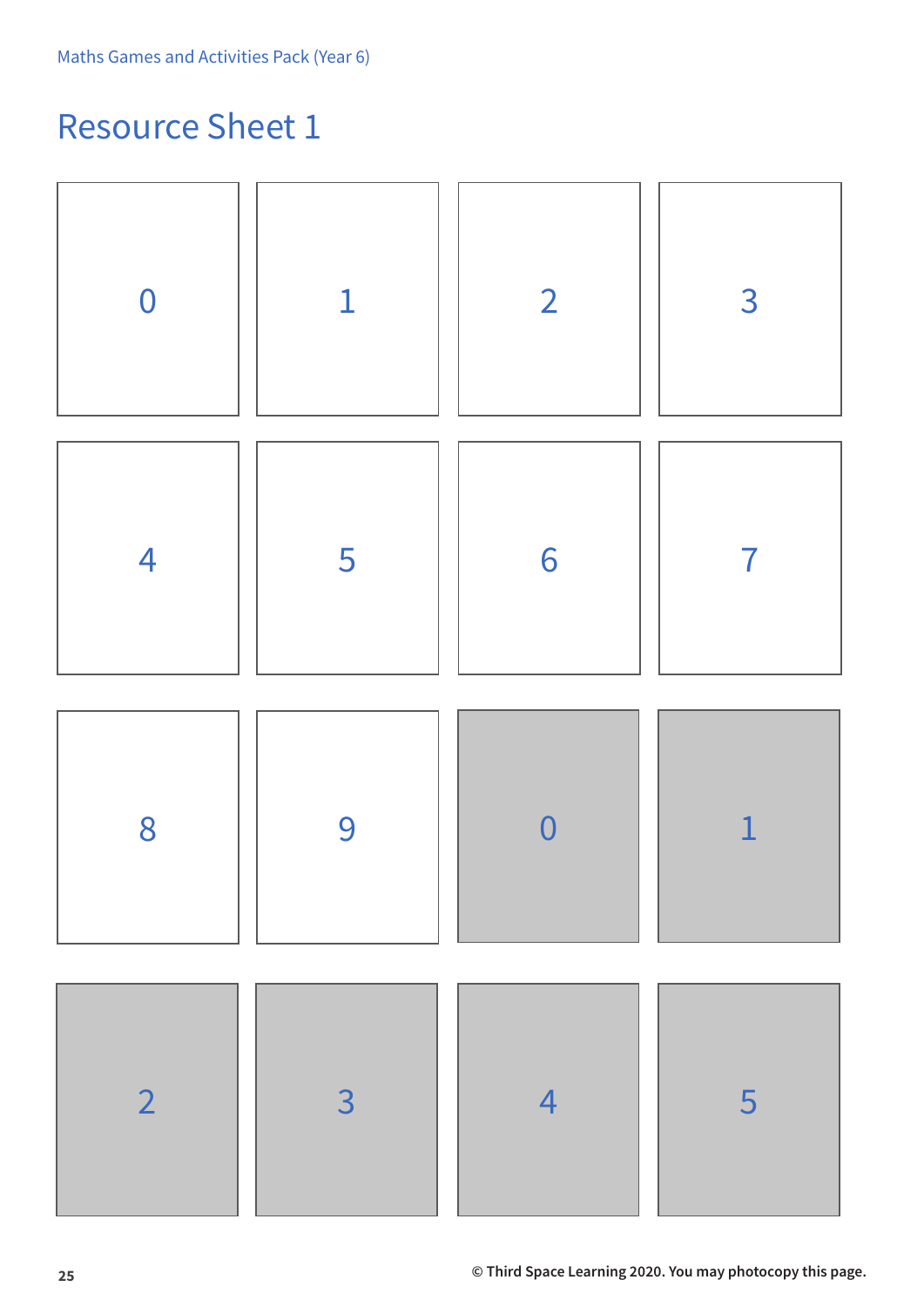# Resource Sheet 1

| | | | |
|---|---|---|---|
| 0 | 1 | 2 | 3 |
| 4 | 5 | 6 | 7 |
| 8 | 9 | 0 | 1 |
| 2 | 3 | 4 | 5 |

© Third Space Learning 2020. You may photocopy this page.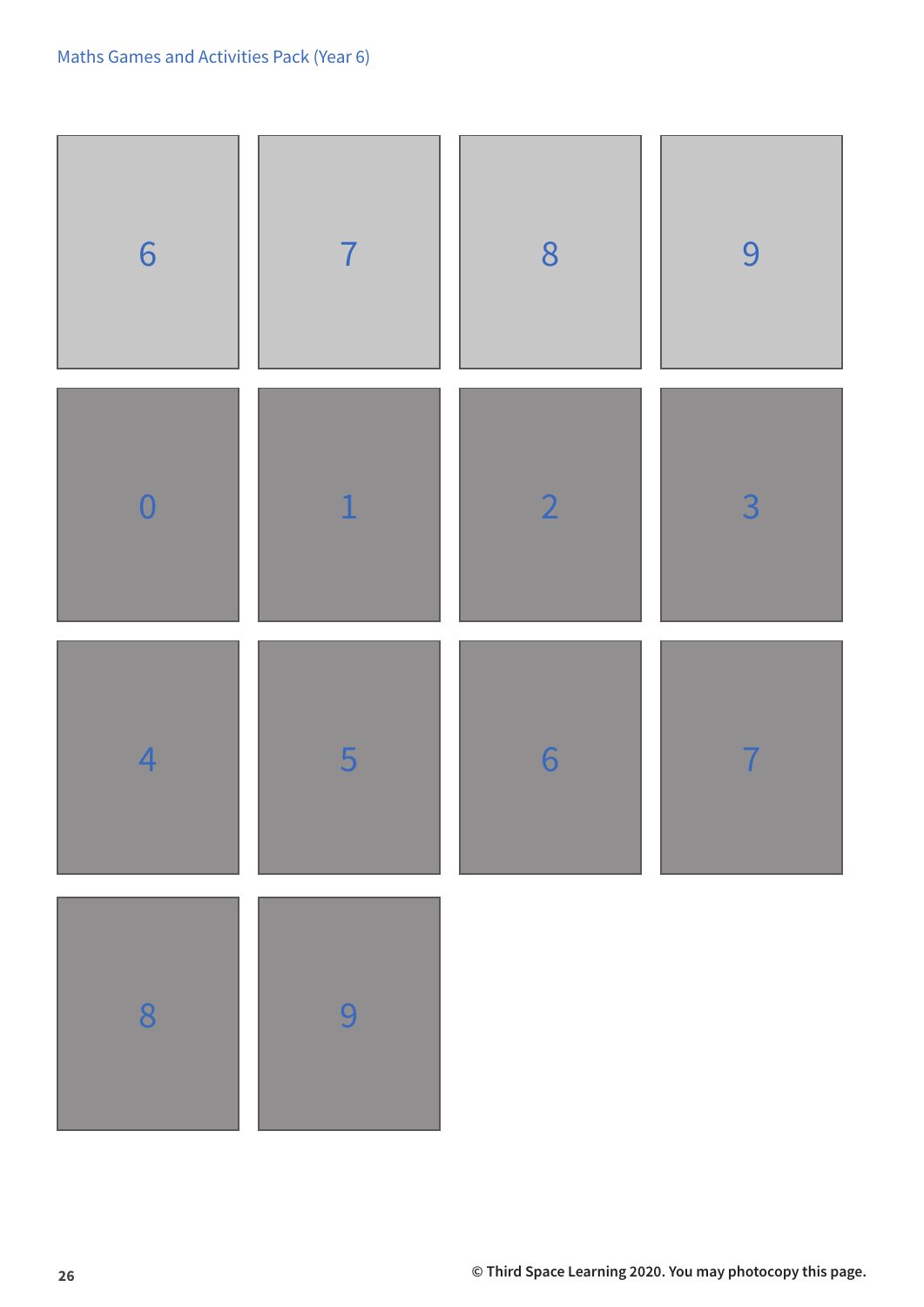| | | | |
|---|---|---|---|
| 6 | 7 | 8 | 9 |
| 0 | 1 | 2 | 3 |
| 4 | 5 | 6 | 7 |
| 8 | 9 | | |

© Third Space Learning 2020. You may photocopy this page.